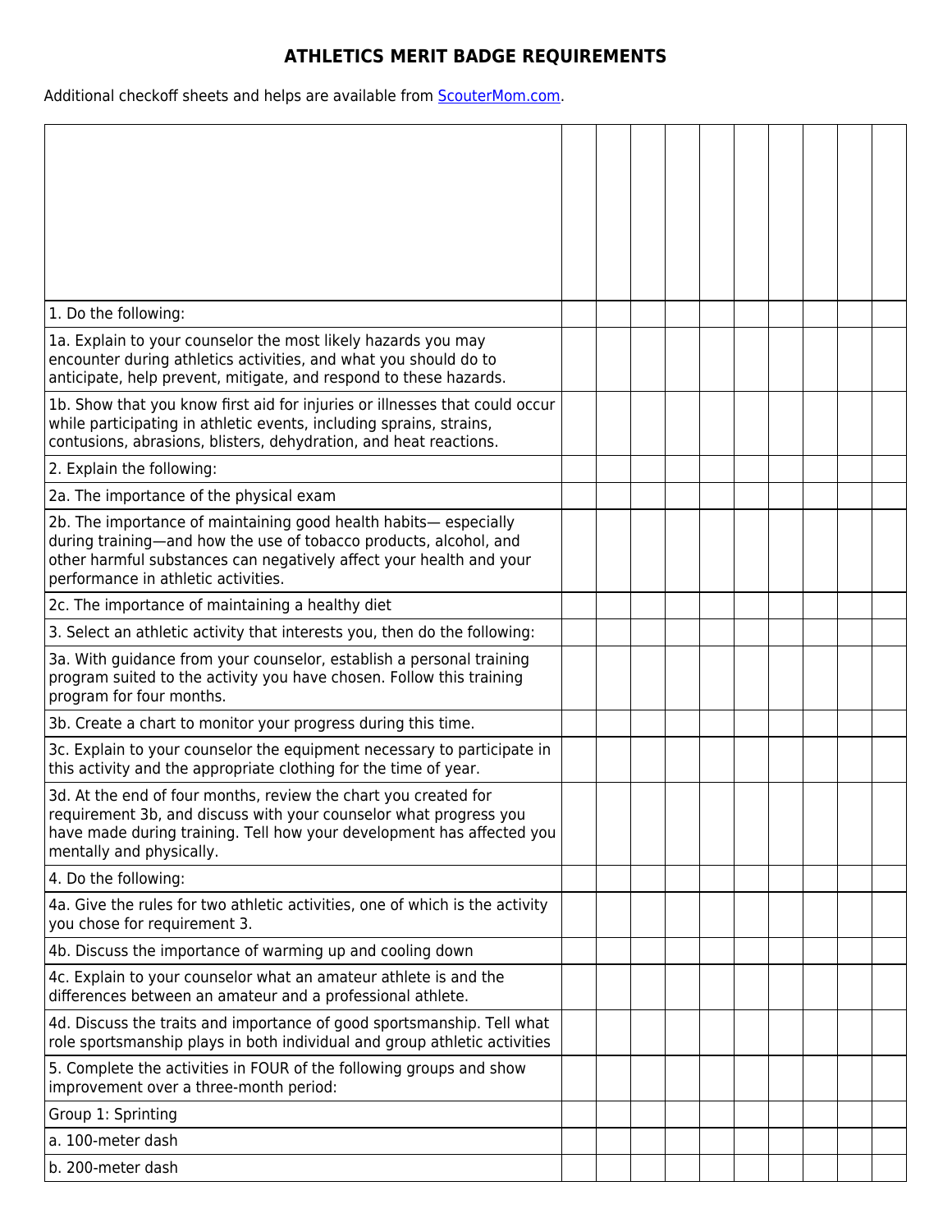# ATHLETICS MERIT BADGE REQUIREMENTS

Additional checkoff sheets and helps are available from [ScouterMom.com](ScouterMom.com).

| | | | | | | | | | | |
|---|---|---|---|---|---|---|---|---|---|---|
| 1. Do the following: | | | | | | | | | | |
| 1a. Explain to your counselor the most likely hazards you may encounter during athletics activities, and what you should do to anticipate, help prevent, mitigate, and respond to these hazards. | | | | | | | | | | |
| 1b. Show that you know first aid for injuries or illnesses that could occur while participating in athletic events, including sprains, strains, contusions, abrasions, blisters, dehydration, and heat reactions. | | | | | | | | | | |
| 2. Explain the following: | | | | | | | | | | |
| 2a. The importance of the physical exam | | | | | | | | | | |
| 2b. The importance of maintaining good health habits— especially during training—and how the use of tobacco products, alcohol, and other harmful substances can negatively affect your health and your performance in athletic activities. | | | | | | | | | | |
| 2c. The importance of maintaining a healthy diet | | | | | | | | | | |
| 3. Select an athletic activity that interests you, then do the following: | | | | | | | | | | |
| 3a. With guidance from your counselor, establish a personal training program suited to the activity you have chosen. Follow this training program for four months. | | | | | | | | | | |
| 3b. Create a chart to monitor your progress during this time. | | | | | | | | | | |
| 3c. Explain to your counselor the equipment necessary to participate in this activity and the appropriate clothing for the time of year. | | | | | | | | | | |
| 3d. At the end of four months, review the chart you created for requirement 3b, and discuss with your counselor what progress you have made during training. Tell how your development has affected you mentally and physically. | | | | | | | | | | |
| 4. Do the following: | | | | | | | | | | |
| 4a. Give the rules for two athletic activities, one of which is the activity you chose for requirement 3. | | | | | | | | | | |
| 4b. Discuss the importance of warming up and cooling down | | | | | | | | | | |
| 4c. Explain to your counselor what an amateur athlete is and the differences between an amateur and a professional athlete. | | | | | | | | | | |
| 4d. Discuss the traits and importance of good sportsmanship. Tell what role sportsmanship plays in both individual and group athletic activities | | | | | | | | | | |
| 5. Complete the activities in FOUR of the following groups and show improvement over a three-month period: | | | | | | | | | | |
| Group 1: Sprinting | | | | | | | | | | |
| a. 100-meter dash | | | | | | | | | | |
| b. 200-meter dash | | | | | | | | | | |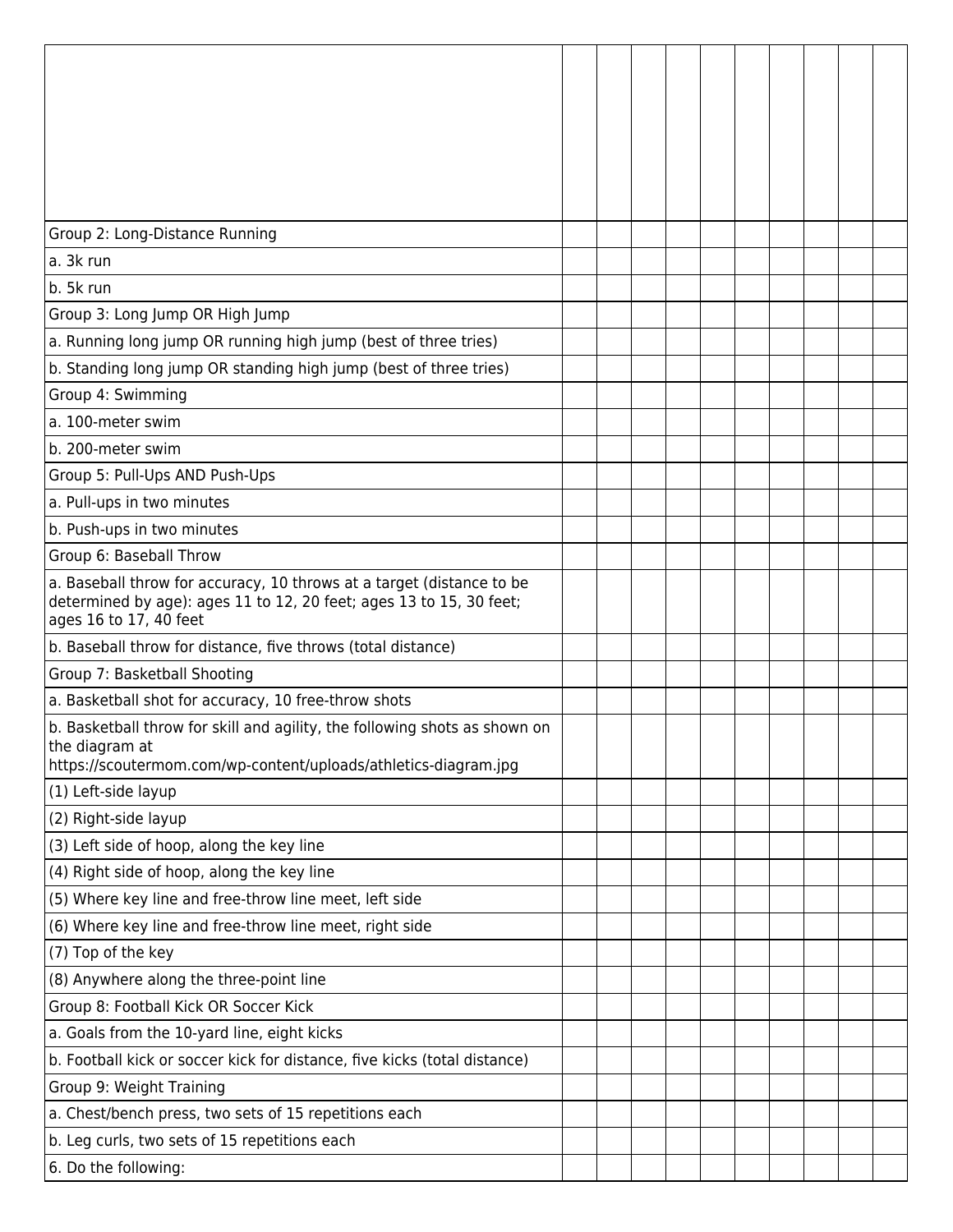| | | | | | | | | | | |
|---|---|---|---|---|---|---|---|---|---|---|
| | | | | | | | | | | |
| Group 2: Long-Distance Running | | | | | | | | | | |
| a. 3k run | | | | | | | | | | |
| b. 5k run | | | | | | | | | | |
| Group 3: Long Jump OR High Jump | | | | | | | | | | |
| a. Running long jump OR running high jump (best of three tries) | | | | | | | | | | |
| b. Standing long jump OR standing high jump (best of three tries) | | | | | | | | | | |
| Group 4: Swimming | | | | | | | | | | |
| a. 100-meter swim | | | | | | | | | | |
| b. 200-meter swim | | | | | | | | | | |
| Group 5: Pull-Ups AND Push-Ups | | | | | | | | | | |
| a. Pull-ups in two minutes | | | | | | | | | | |
| b. Push-ups in two minutes | | | | | | | | | | |
| Group 6: Baseball Throw | | | | | | | | | | |
| a. Baseball throw for accuracy, 10 throws at a target (distance to be determined by age): ages 11 to 12, 20 feet; ages 13 to 15, 30 feet; ages 16 to 17, 40 feet | | | | | | | | | | |
| b. Baseball throw for distance, five throws (total distance) | | | | | | | | | | |
| Group 7: Basketball Shooting | | | | | | | | | | |
| a. Basketball shot for accuracy, 10 free-throw shots | | | | | | | | | | |
| b. Basketball throw for skill and agility, the following shots as shown on the diagram at https://scoutermom.com/wp-content/uploads/athletics-diagram.jpg | | | | | | | | | | |
| (1) Left-side layup | | | | | | | | | | |
| (2) Right-side layup | | | | | | | | | | |
| (3) Left side of hoop, along the key line | | | | | | | | | | |
| (4) Right side of hoop, along the key line | | | | | | | | | | |
| (5) Where key line and free-throw line meet, left side | | | | | | | | | | |
| (6) Where key line and free-throw line meet, right side | | | | | | | | | | |
| (7) Top of the key | | | | | | | | | | |
| (8) Anywhere along the three-point line | | | | | | | | | | |
| Group 8: Football Kick OR Soccer Kick | | | | | | | | | | |
| a. Goals from the 10-yard line, eight kicks | | | | | | | | | | |
| b. Football kick or soccer kick for distance, five kicks (total distance) | | | | | | | | | | |
| Group 9: Weight Training | | | | | | | | | | |
| a. Chest/bench press, two sets of 15 repetitions each | | | | | | | | | | |
| b. Leg curls, two sets of 15 repetitions each | | | | | | | | | | |
| 6. Do the following: | | | | | | | | | | |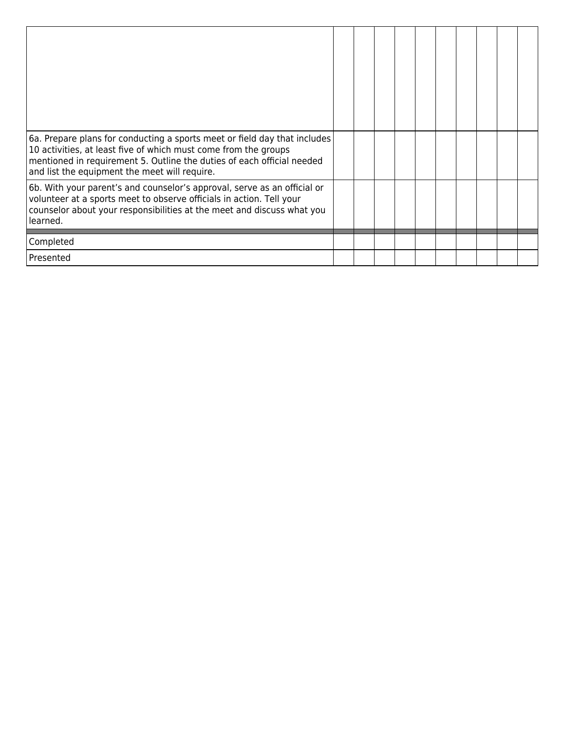| | | | | | | | | | | |
|---|---|---|---|---|---|---|---|---|---|---|
| | | | | | | | | | | |
| 6a. Prepare plans for conducting a sports meet or field day that includes 10 activities, at least five of which must come from the groups mentioned in requirement 5. Outline the duties of each official needed and list the equipment the meet will require. | | | | | | | | | | |
| 6b. With your parent's and counselor's approval, serve as an official or volunteer at a sports meet to observe officials in action. Tell your counselor about your responsibilities at the meet and discuss what you learned. | | | | | | | | | | |
| Completed | | | | | | | | | | |
| Presented | | | | | | | | | | |